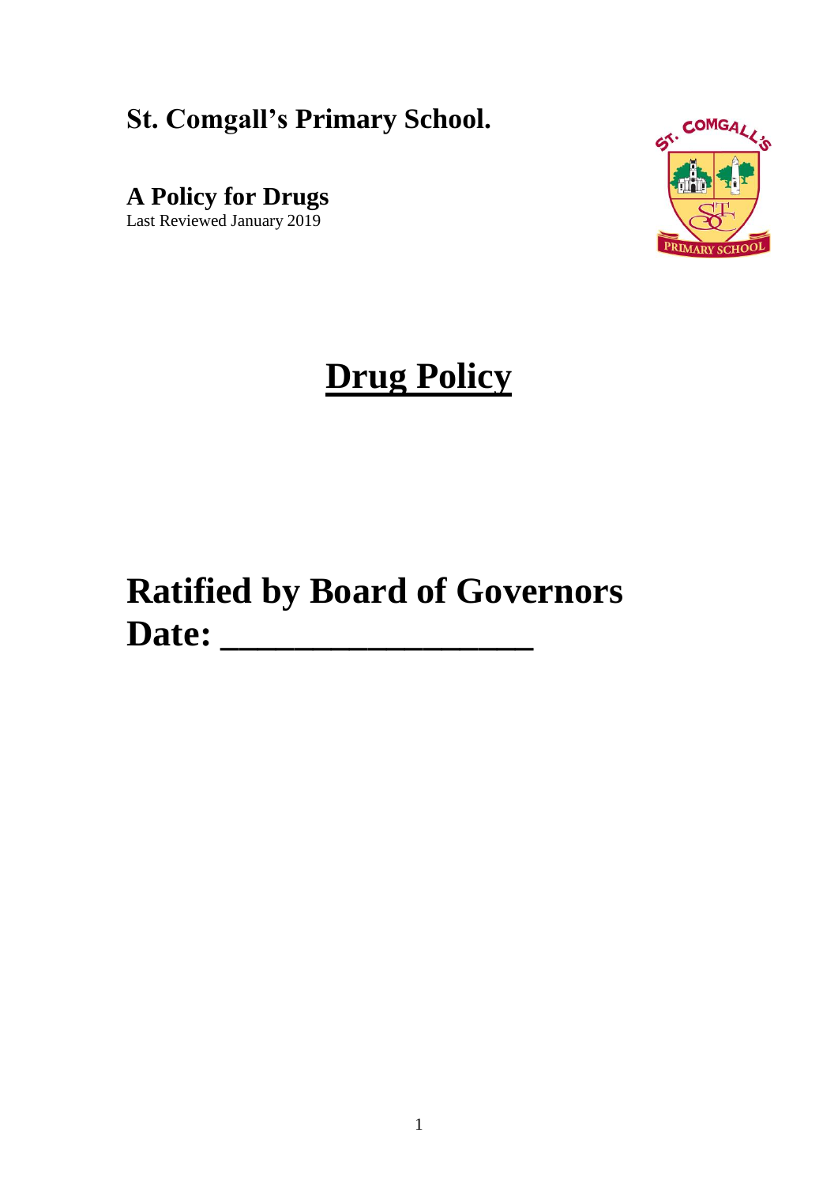**St. Comgall's Primary School.**

**A Policy for Drugs**
Last Reviewed January 2019

# <u>Drug Policy</u>

# Ratified by Board of Governors Date: _________________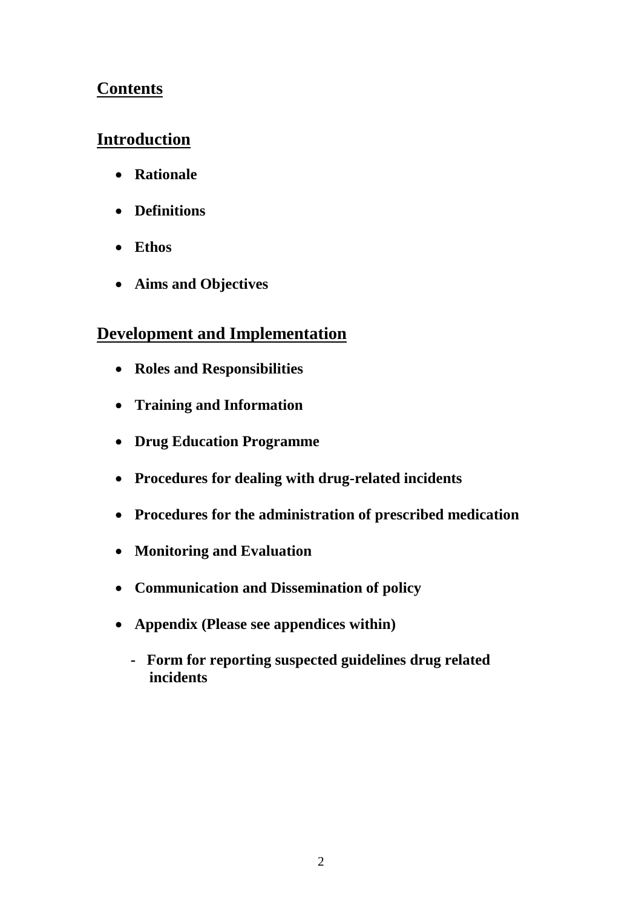## Contents

## Introduction

- **Rationale**
- **Definitions**
- **Ethos**
- **Aims and Objectives**

## Development and Implementation

- **Roles and Responsibilities**
- **Training and Information**
- **Drug Education Programme**
- **Procedures for dealing with drug-related incidents**
- **Procedures for the administration of prescribed medication**
- **Monitoring and Evaluation**
- **Communication and Dissemination of policy**
- **Appendix (Please see appendices within)**
  - **Form for reporting suspected guidelines drug related incidents**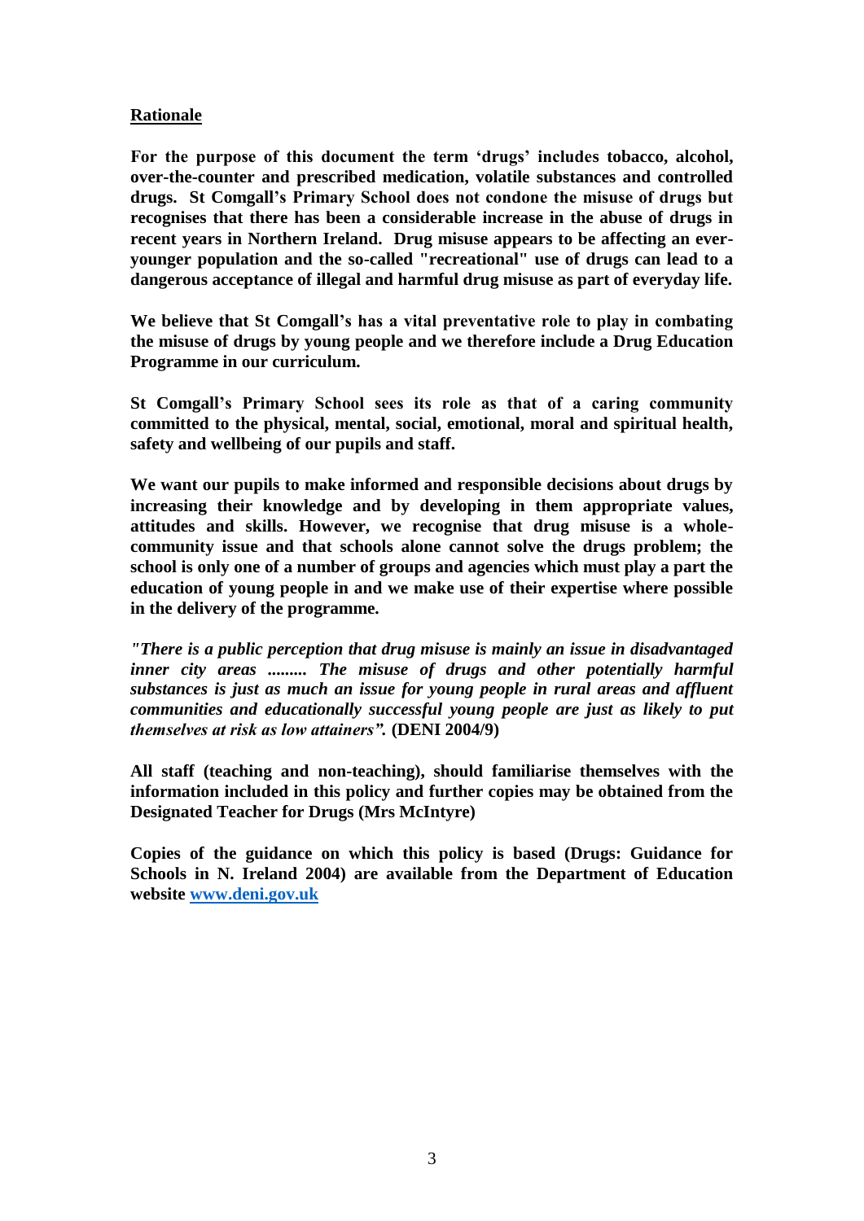## Rationale

**For the purpose of this document the term 'drugs' includes tobacco, alcohol, over-the-counter and prescribed medication, volatile substances and controlled drugs. St Comgall's Primary School does not condone the misuse of drugs but recognises that there has been a considerable increase in the abuse of drugs in recent years in Northern Ireland. Drug misuse appears to be affecting an ever-younger population and the so-called "recreational" use of drugs can lead to a dangerous acceptance of illegal and harmful drug misuse as part of everyday life.**

**We believe that St Comgall's has a vital preventative role to play in combating the misuse of drugs by young people and we therefore include a Drug Education Programme in our curriculum.**

**St Comgall's Primary School sees its role as that of a caring community committed to the physical, mental, social, emotional, moral and spiritual health, safety and wellbeing of our pupils and staff.**

**We want our pupils to make informed and responsible decisions about drugs by increasing their knowledge and by developing in them appropriate values, attitudes and skills. However, we recognise that drug misuse is a whole-community issue and that schools alone cannot solve the drugs problem; the school is only one of a number of groups and agencies which must play a part the education of young people in and we make use of their expertise where possible in the delivery of the programme.**

***"There is a public perception that drug misuse is mainly an issue in disadvantaged inner city areas ......... The misuse of drugs and other potentially harmful substances is just as much an issue for young people in rural areas and affluent communities and educationally successful young people are just as likely to put themselves at risk as low attainers".*** **(DENI 2004/9)**

**All staff (teaching and non-teaching), should familiarise themselves with the information included in this policy and further copies may be obtained from the Designated Teacher for Drugs (Mrs McIntyre)**

**Copies of the guidance on which this policy is based (Drugs: Guidance for Schools in N. Ireland 2004) are available from the Department of Education website [www.deni.gov.uk](http://www.deni.gov.uk)**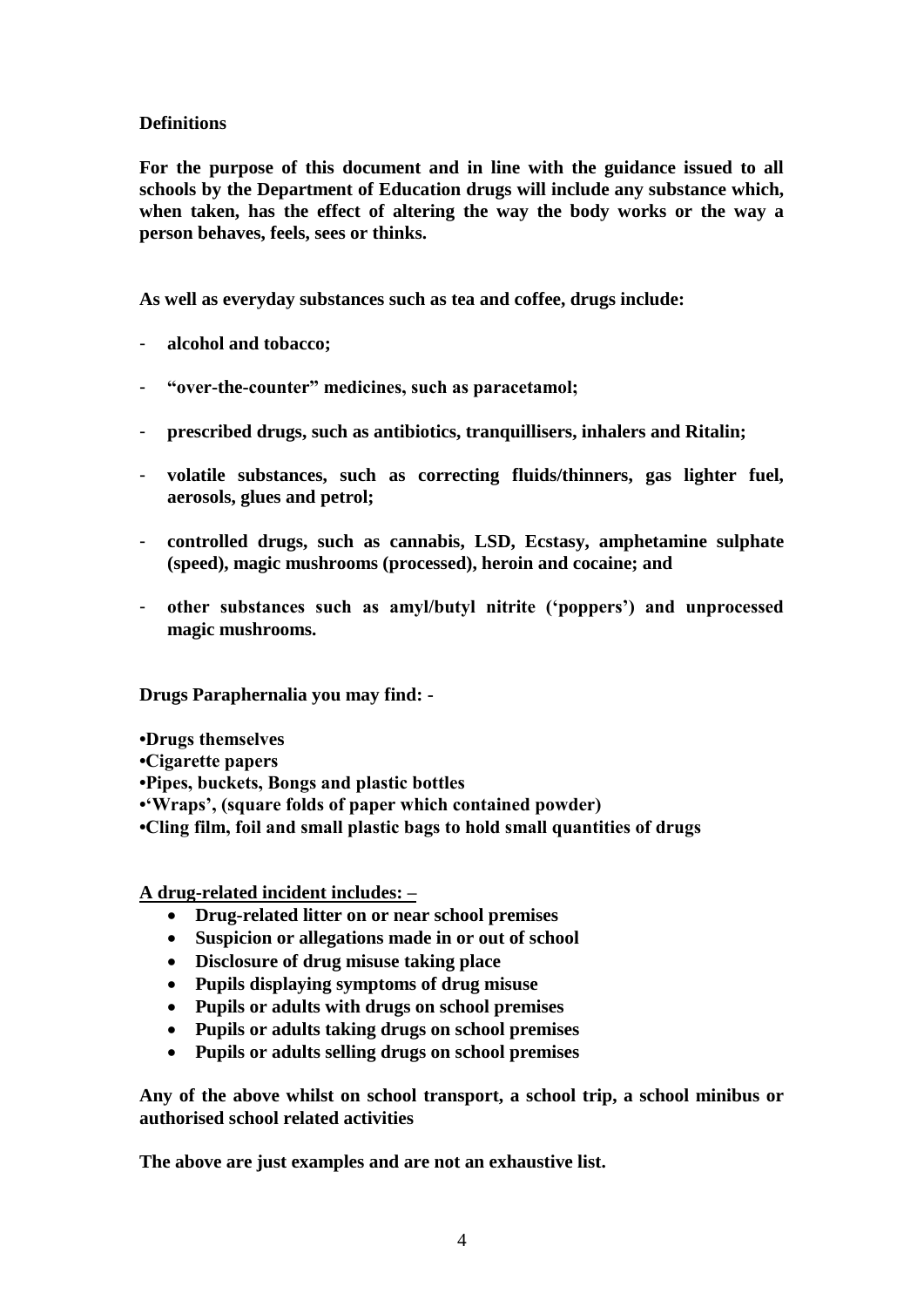**Definitions**

**For the purpose of this document and in line with the guidance issued to all schools by the Department of Education drugs will include any substance which, when taken, has the effect of altering the way the body works or the way a person behaves, feels, sees or thinks.**

**As well as everyday substances such as tea and coffee, drugs include:**

- **alcohol and tobacco;**
- **"over-the-counter" medicines, such as paracetamol;**
- **prescribed drugs, such as antibiotics, tranquillisers, inhalers and Ritalin;**
- **volatile substances, such as correcting fluids/thinners, gas lighter fuel, aerosols, glues and petrol;**
- **controlled drugs, such as cannabis, LSD, Ecstasy, amphetamine sulphate (speed), magic mushrooms (processed), heroin and cocaine; and**
- **other substances such as amyl/butyl nitrite ('poppers') and unprocessed magic mushrooms.**

**Drugs Paraphernalia you may find: -**

**•Drugs themselves**
**•Cigarette papers**
**•Pipes, buckets, Bongs and plastic bottles**
**•'Wraps', (square folds of paper which contained powder)**
**•Cling film, foil and small plastic bags to hold small quantities of drugs**

**A drug-related incident includes: –**

- **Drug-related litter on or near school premises**
- **Suspicion or allegations made in or out of school**
- **Disclosure of drug misuse taking place**
- **Pupils displaying symptoms of drug misuse**
- **Pupils or adults with drugs on school premises**
- **Pupils or adults taking drugs on school premises**
- **Pupils or adults selling drugs on school premises**

**Any of the above whilst on school transport, a school trip, a school minibus or authorised school related activities**

**The above are just examples and are not an exhaustive list.**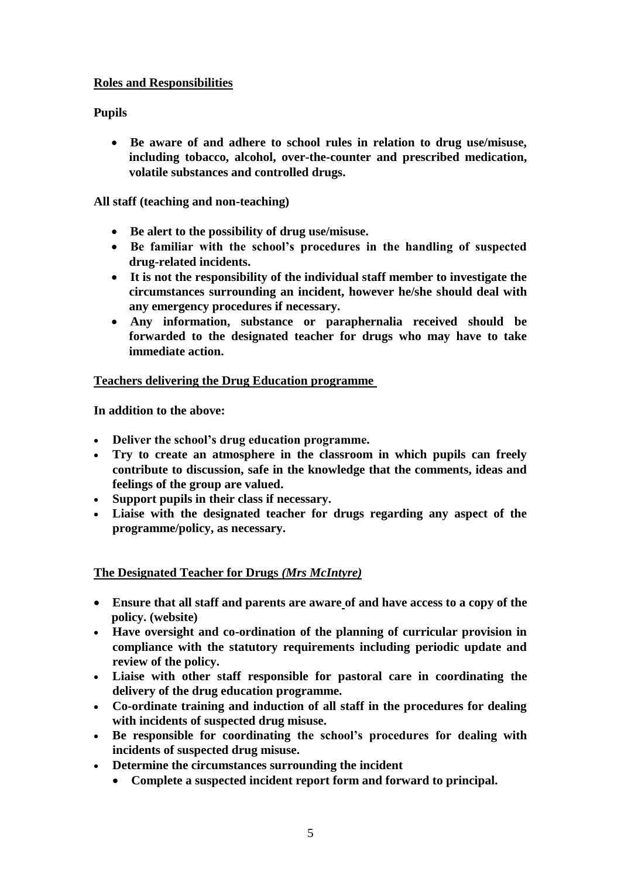## Roles and Responsibilities

**Pupils**

- **Be aware of and adhere to school rules in relation to drug use/misuse, including tobacco, alcohol, over-the-counter and prescribed medication, volatile substances and controlled drugs.**

**All staff (teaching and non-teaching)**

- **Be alert to the possibility of drug use/misuse.**
- **Be familiar with the school's procedures in the handling of suspected drug-related incidents.**
- **It is not the responsibility of the individual staff member to investigate the circumstances surrounding an incident, however he/she should deal with any emergency procedures if necessary.**
- **Any information, substance or paraphernalia received should be forwarded to the designated teacher for drugs who may have to take immediate action.**

## Teachers delivering the Drug Education programme

**In addition to the above:**

- **Deliver the school's drug education programme.**
- **Try to create an atmosphere in the classroom in which pupils can freely contribute to discussion, safe in the knowledge that the comments, ideas and feelings of the group are valued.**
- **Support pupils in their class if necessary.**
- **Liaise with the designated teacher for drugs regarding any aspect of the programme/policy, as necessary.**

## The Designated Teacher for Drugs *(Mrs McIntyre)*

- **Ensure that all staff and parents are aware of and have access to a copy of the policy. (website)**
- **Have oversight and co-ordination of the planning of curricular provision in compliance with the statutory requirements including periodic update and review of the policy.**
- **Liaise with other staff responsible for pastoral care in coordinating the delivery of the drug education programme.**
- **Co-ordinate training and induction of all staff in the procedures for dealing with incidents of suspected drug misuse.**
- **Be responsible for coordinating the school's procedures for dealing with incidents of suspected drug misuse.**
- **Determine the circumstances surrounding the incident**
  - **Complete a suspected incident report form and forward to principal.**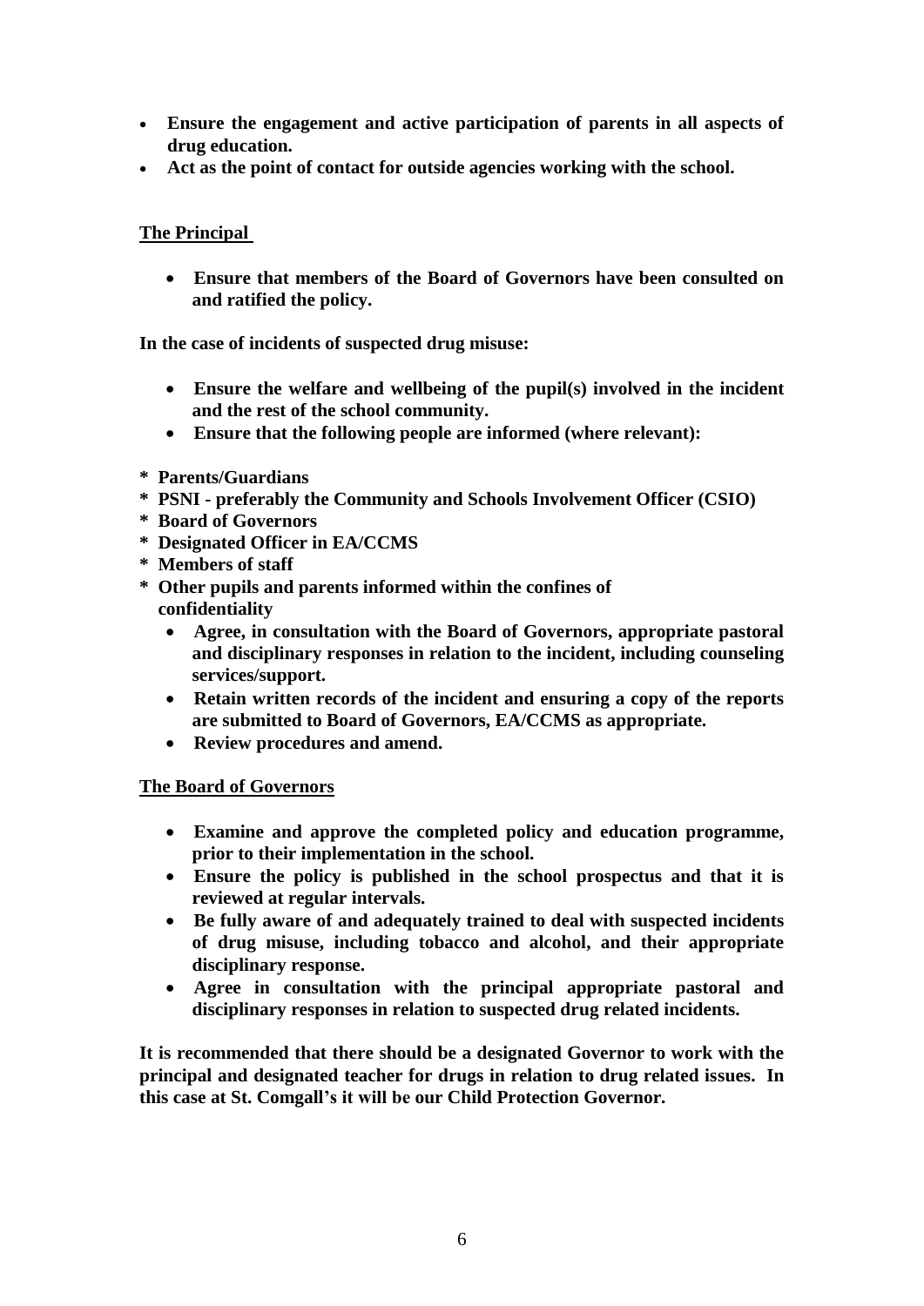- **Ensure the engagement and active participation of parents in all aspects of drug education.**
- **Act as the point of contact for outside agencies working with the school.**

**The Principal**

- **Ensure that members of the Board of Governors have been consulted on and ratified the policy.**

**In the case of incidents of suspected drug misuse:**

- **Ensure the welfare and wellbeing of the pupil(s) involved in the incident and the rest of the school community.**
- **Ensure that the following people are informed (where relevant):**

**\* Parents/Guardians**
**\* PSNI - preferably the Community and Schools Involvement Officer (CSIO)**
**\* Board of Governors**
**\* Designated Officer in EA/CCMS**
**\* Members of staff**
**\* Other pupils and parents informed within the confines of confidentiality**

- **Agree, in consultation with the Board of Governors, appropriate pastoral and disciplinary responses in relation to the incident, including counseling services/support.**
- **Retain written records of the incident and ensuring a copy of the reports are submitted to Board of Governors, EA/CCMS as appropriate.**
- **Review procedures and amend.**

**The Board of Governors**

- **Examine and approve the completed policy and education programme, prior to their implementation in the school.**
- **Ensure the policy is published in the school prospectus and that it is reviewed at regular intervals.**
- **Be fully aware of and adequately trained to deal with suspected incidents of drug misuse, including tobacco and alcohol, and their appropriate disciplinary response.**
- **Agree in consultation with the principal appropriate pastoral and disciplinary responses in relation to suspected drug related incidents.**

**It is recommended that there should be a designated Governor to work with the principal and designated teacher for drugs in relation to drug related issues. In this case at St. Comgall's it will be our Child Protection Governor.**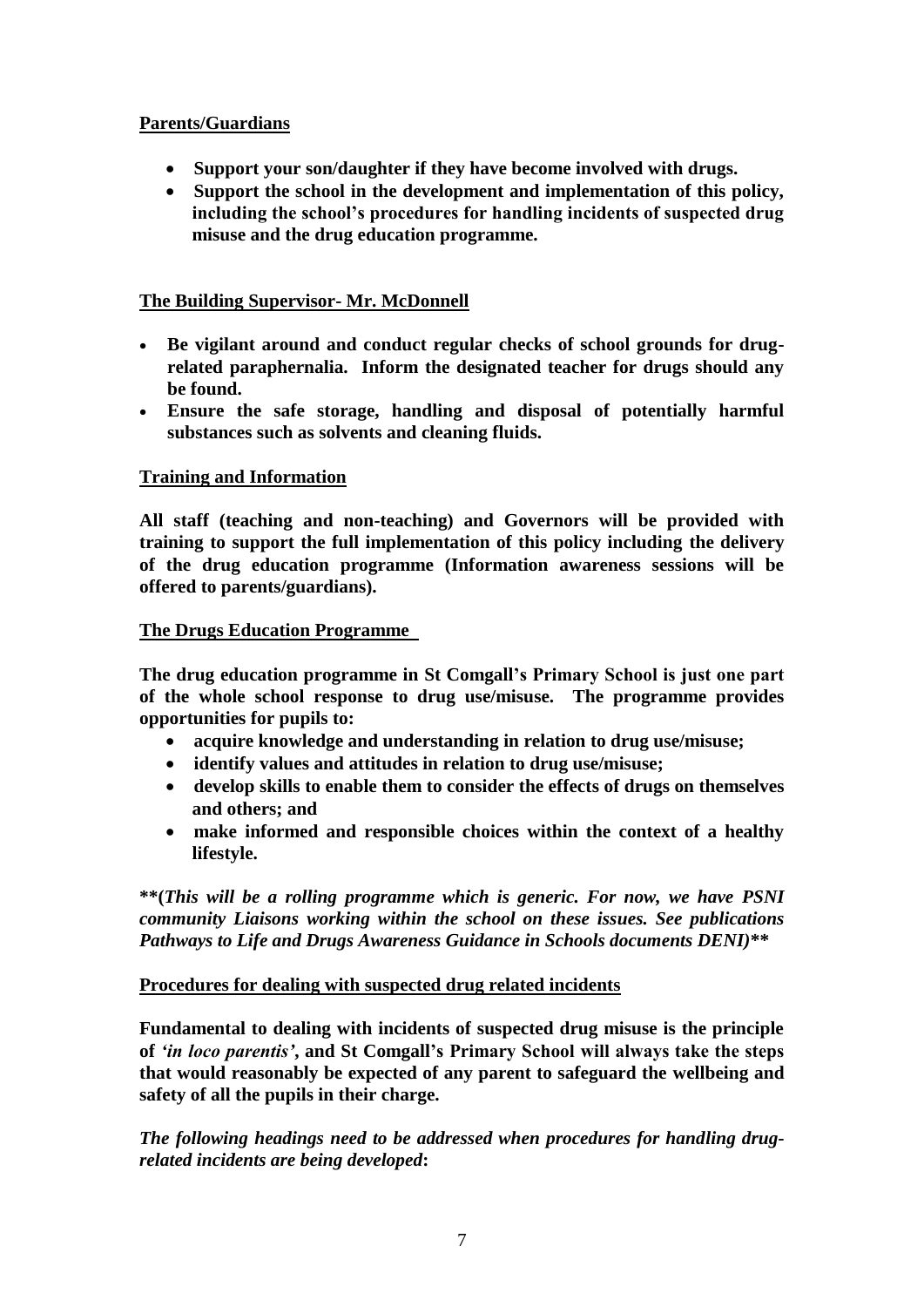**Parents/Guardians**

- **Support your son/daughter if they have become involved with drugs.**
- **Support the school in the development and implementation of this policy, including the school's procedures for handling incidents of suspected drug misuse and the drug education programme.**

**The Building Supervisor- Mr. McDonnell**

- **Be vigilant around and conduct regular checks of school grounds for drug-related paraphernalia. Inform the designated teacher for drugs should any be found.**
- **Ensure the safe storage, handling and disposal of potentially harmful substances such as solvents and cleaning fluids.**

**Training and Information**

**All staff (teaching and non-teaching) and Governors will be provided with training to support the full implementation of this policy including the delivery of the drug education programme (Information awareness sessions will be offered to parents/guardians).**

**The Drugs Education Programme**

**The drug education programme in St Comgall's Primary School is just one part of the whole school response to drug use/misuse. The programme provides opportunities for pupils to:**

- **acquire knowledge and understanding in relation to drug use/misuse;**
- **identify values and attitudes in relation to drug use/misuse;**
- **develop skills to enable them to consider the effects of drugs on themselves and others; and**
- **make informed and responsible choices within the context of a healthy lifestyle.**

**\*\*(*This will be a rolling programme which is generic. For now, we have PSNI community Liaisons working within the school on these issues. See publications Pathways to Life and Drugs Awareness Guidance in Schools documents DENI*)\*\***

**Procedures for dealing with suspected drug related incidents**

**Fundamental to dealing with incidents of suspected drug misuse is the principle of *'in loco parentis'*, and St Comgall's Primary School will always take the steps that would reasonably be expected of any parent to safeguard the wellbeing and safety of all the pupils in their charge.**

***The following headings need to be addressed when procedures for handling drug-related incidents are being developed*:**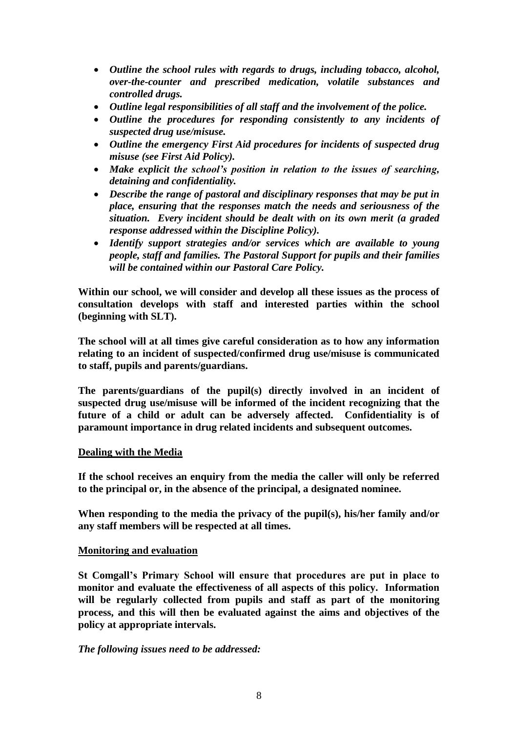- ***Outline the school rules with regards to drugs, including tobacco, alcohol, over-the-counter and prescribed medication, volatile substances and controlled drugs.***
- ***Outline legal responsibilities of all staff and the involvement of the police.***
- ***Outline the procedures for responding consistently to any incidents of suspected drug use/misuse.***
- ***Outline the emergency First Aid procedures for incidents of suspected drug misuse (see First Aid Policy).***
- ***Make explicit the school's position in relation to the issues of searching, detaining and confidentiality.***
- ***Describe the range of pastoral and disciplinary responses that may be put in place, ensuring that the responses match the needs and seriousness of the situation. Every incident should be dealt with on its own merit (a graded response addressed within the Discipline Policy).***
- ***Identify support strategies and/or services which are available to young people, staff and families. The Pastoral Support for pupils and their families will be contained within our Pastoral Care Policy.***

**Within our school, we will consider and develop all these issues as the process of consultation develops with staff and interested parties within the school (beginning with SLT).**

**The school will at all times give careful consideration as to how any information relating to an incident of suspected/confirmed drug use/misuse is communicated to staff, pupils and parents/guardians.**

**The parents/guardians of the pupil(s) directly involved in an incident of suspected drug use/misuse will be informed of the incident recognizing that the future of a child or adult can be adversely affected. Confidentiality is of paramount importance in drug related incidents and subsequent outcomes.**

## Dealing with the Media

**If the school receives an enquiry from the media the caller will only be referred to the principal or, in the absence of the principal, a designated nominee.**

**When responding to the media the privacy of the pupil(s), his/her family and/or any staff members will be respected at all times.**

## Monitoring and evaluation

**St Comgall's Primary School will ensure that procedures are put in place to monitor and evaluate the effectiveness of all aspects of this policy. Information will be regularly collected from pupils and staff as part of the monitoring process, and this will then be evaluated against the aims and objectives of the policy at appropriate intervals.**

***The following issues need to be addressed:***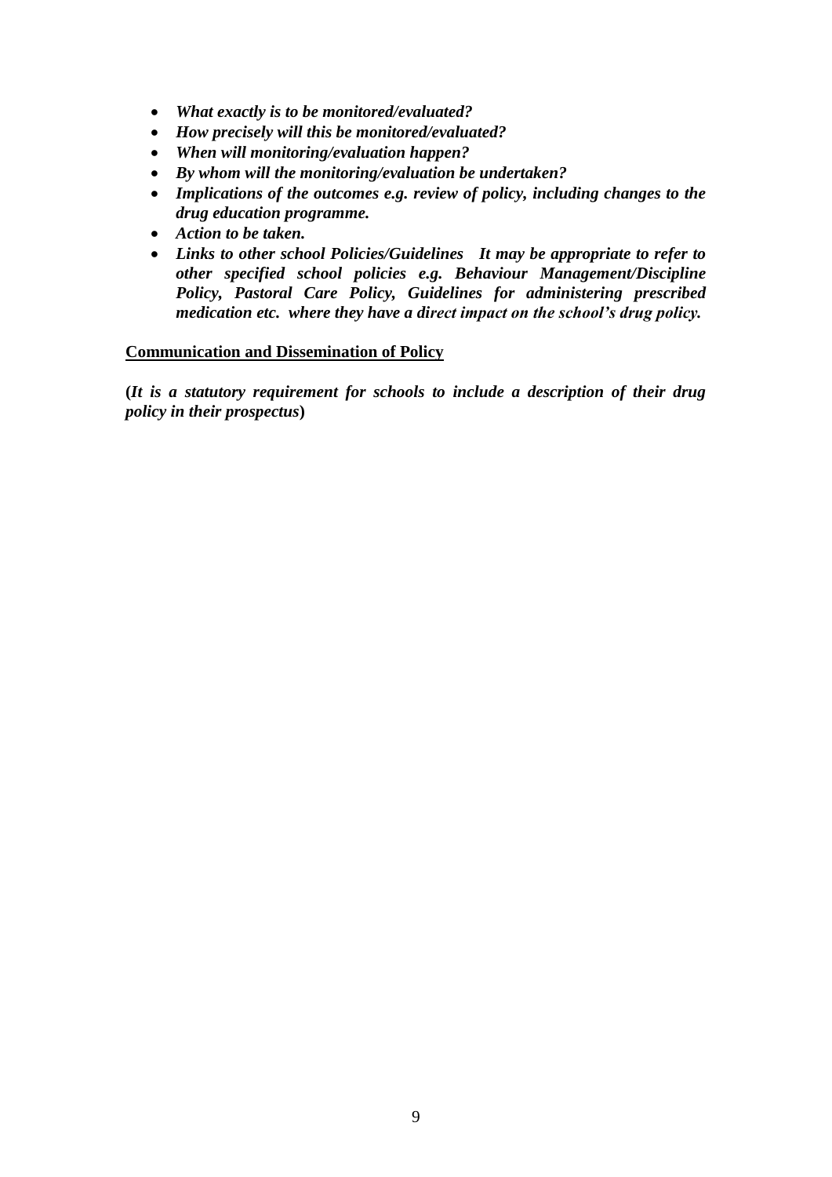- ***What exactly is to be monitored/evaluated?***
- ***How precisely will this be monitored/evaluated?***
- ***When will monitoring/evaluation happen?***
- ***By whom will the monitoring/evaluation be undertaken?***
- ***Implications of the outcomes e.g. review of policy, including changes to the drug education programme.***
- ***Action to be taken.***
- ***Links to other school Policies/Guidelines It may be appropriate to refer to other specified school policies e.g. Behaviour Management/Discipline Policy, Pastoral Care Policy, Guidelines for administering prescribed medication etc. where they have a direct impact on the school's drug policy.***

**<u>Communication and Dissemination of Policy</u>**

**(*It is a statutory requirement for schools to include a description of their drug policy in their prospectus*)**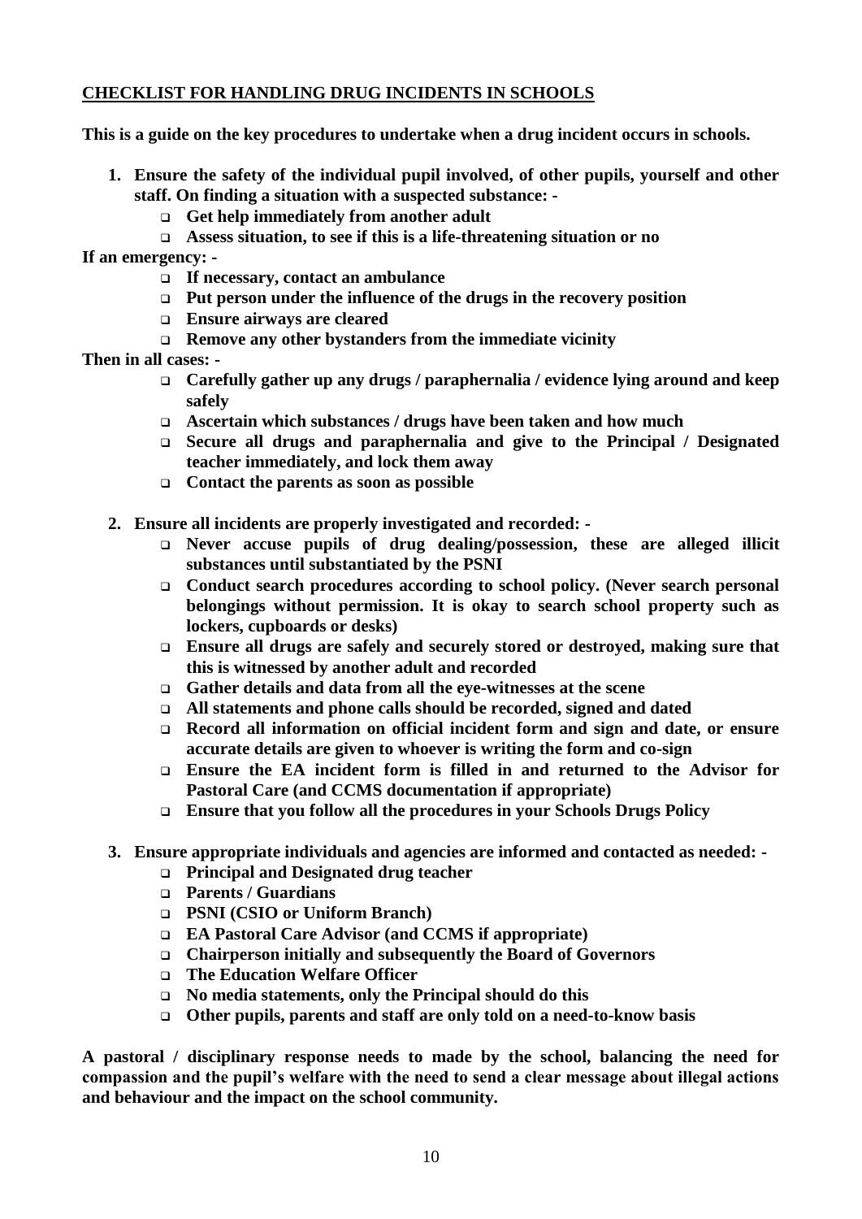## CHECKLIST FOR HANDLING DRUG INCIDENTS IN SCHOOLS

**This is a guide on the key procedures to undertake when a drug incident occurs in schools.**

1. **Ensure the safety of the individual pupil involved, of other pupils, yourself and other staff. On finding a situation with a suspected substance: -**
   - **Get help immediately from another adult**
   - **Assess situation, to see if this is a life-threatening situation or no**

**If an emergency: -**

- **If necessary, contact an ambulance**
- **Put person under the influence of the drugs in the recovery position**
- **Ensure airways are cleared**
- **Remove any other bystanders from the immediate vicinity**

**Then in all cases: -**

- **Carefully gather up any drugs / paraphernalia / evidence lying around and keep safely**
- **Ascertain which substances / drugs have been taken and how much**
- **Secure all drugs and paraphernalia and give to the Principal / Designated teacher immediately, and lock them away**
- **Contact the parents as soon as possible**

2. **Ensure all incidents are properly investigated and recorded: -**
   - **Never accuse pupils of drug dealing/possession, these are alleged illicit substances until substantiated by the PSNI**
   - **Conduct search procedures according to school policy. (Never search personal belongings without permission. It is okay to search school property such as lockers, cupboards or desks)**
   - **Ensure all drugs are safely and securely stored or destroyed, making sure that this is witnessed by another adult and recorded**
   - **Gather details and data from all the eye-witnesses at the scene**
   - **All statements and phone calls should be recorded, signed and dated**
   - **Record all information on official incident form and sign and date, or ensure accurate details are given to whoever is writing the form and co-sign**
   - **Ensure the EA incident form is filled in and returned to the Advisor for Pastoral Care (and CCMS documentation if appropriate)**
   - **Ensure that you follow all the procedures in your Schools Drugs Policy**

3. **Ensure appropriate individuals and agencies are informed and contacted as needed: -**
   - **Principal and Designated drug teacher**
   - **Parents / Guardians**
   - **PSNI (CSIO or Uniform Branch)**
   - **EA Pastoral Care Advisor (and CCMS if appropriate)**
   - **Chairperson initially and subsequently the Board of Governors**
   - **The Education Welfare Officer**
   - **No media statements, only the Principal should do this**
   - **Other pupils, parents and staff are only told on a need-to-know basis**

**A pastoral / disciplinary response needs to made by the school, balancing the need for compassion and the pupil's welfare with the need to send a clear message about illegal actions and behaviour and the impact on the school community.**